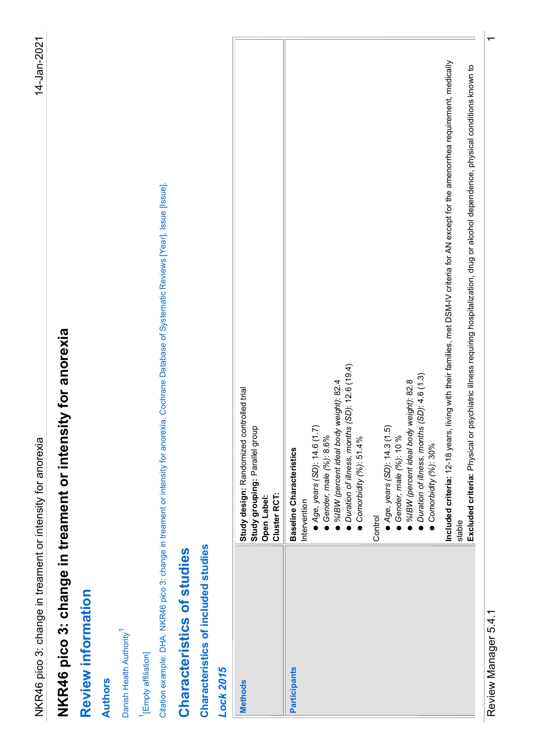# NKR46 pico 3: change in treament or intensity for anorexia

## Review information

### Authors

Danish Health Authority[1]

[1][Empty affiliation]

Citation example: DHA. NKR46 pico 3: change in treament or intensity for anorexia. Cochrane Database of Systematic Reviews [Year], Issue [Issue].

## Characteristics of studies

### Characteristics of included studies

#### *Lock 2015*

| | |
|---|---|
| **Methods** | **Study design:** Randomized controlled trial<br>**Study grouping:** Parallel group<br>**Open Label:**<br>**Cluster RCT:** |
| **Participants** | **Baseline Characteristics**<br>Intervention<br>● *Age, years (SD)*: 14.6 (1.7)<br>● *Gender, male (%)*: 8.6%<br>● *%IBW (percent ideal body weight)*: 82.4<br>● *Duration of illness, months (SD)*: 12.6 (19.4)<br>● *Comorbidity (%)*: 51.4 %<br><br>Control<br>● *Age, years (SD)*: 14.3 (1.5)<br>● *Gender, male (%)*: 10 %<br>● *%IBW (percent ideal body weight)*: 82.8<br>● *Duration of illness, months (SD)*: 4.6 (1.3)<br>● *Comorbidity (%)*: 30%<br><br>**Included criteria:** 12-18 years, living with their families, met DSM-IV criteria for AN except for the amenorrhea requirement, medically stable<br>**Excluded criteria:** Physical or psychiatric illness requiring hospitalization, drug or alcohol dependence, physical conditions known to |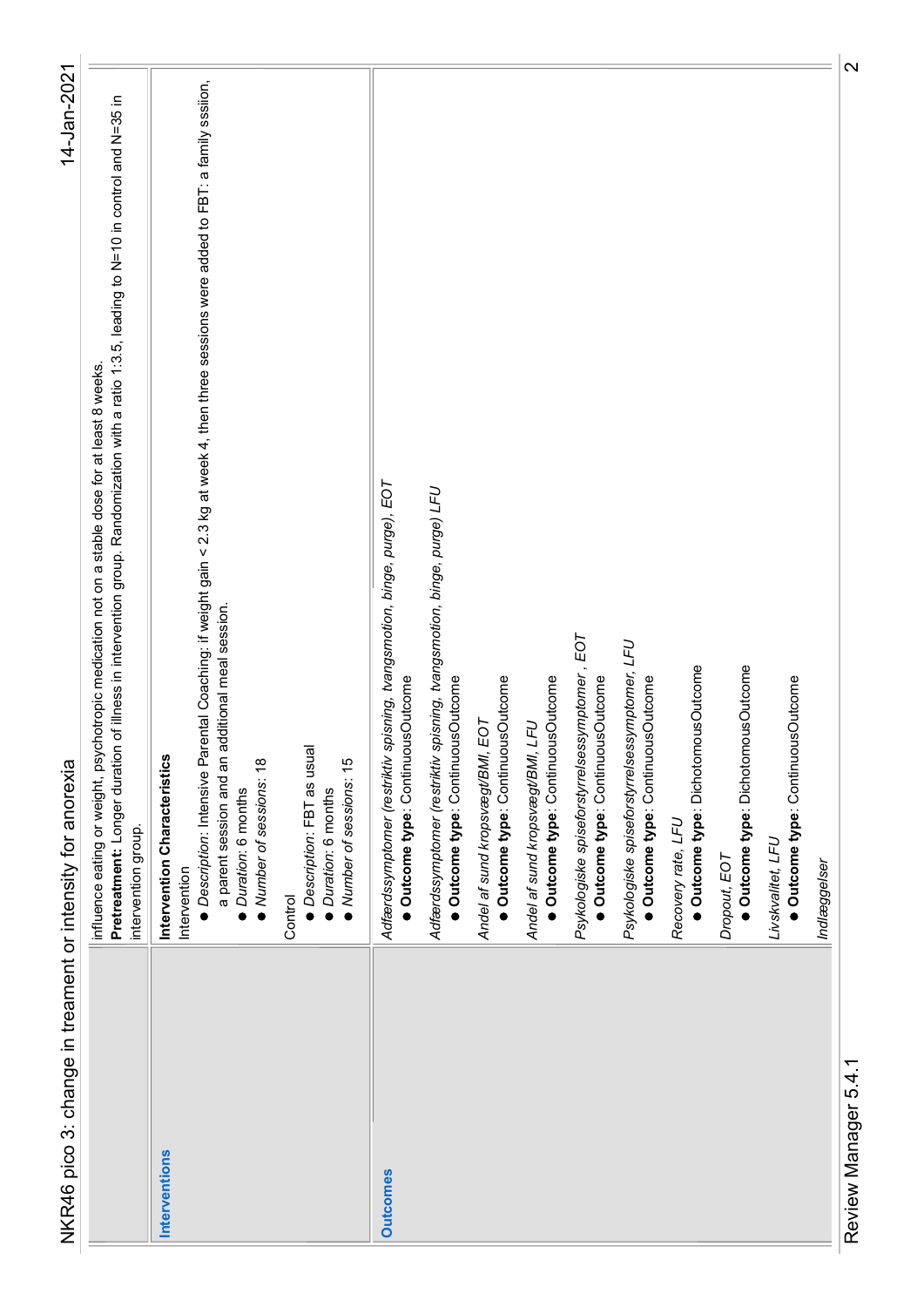| | |
|---|---|
| | influence eating or weight, psychotropic medication not on a stable dose for at least 8 weeks.<br>**Pretreatment:** Longer duration of illness in intervention group. Randomization with a ratio 1:3.5, leading to N=10 in control and N=35 in intervention group. |
| **Interventions** | **Intervention Characteristics**<br>Intervention<br>● *Description*: Intensive Parental Coaching: if weight gain < 2.3 kg at week 4, then three sessions were added to FBT: a family sssiion, a parent session and an additional meal session.<br>● *Duration*: 6 months<br>● *Number of sessions*: 18<br><br>Control<br>● *Description*: FBT as usual<br>● *Duration*: 6 months<br>● *Number of sessions*: 15 |
| **Outcomes** | *Adfærdssymptomer (restriktiv spisning, tvangsmotion, binge, purge), EOT*<br>● **Outcome type**: ContinuousOutcome<br><br>*Adfærdssymptomer (restriktiv spisning, tvangsmotion, binge, purge) LFU*<br>● **Outcome type**: ContinuousOutcome<br><br>*Andel af sund kropsvægt/BMI, EOT*<br>● **Outcome type**: ContinuousOutcome<br><br>*Andel af sund kropsvægt/BMI, LFU*<br>● **Outcome type**: ContinuousOutcome<br><br>*Psykologiske spiseforstyrrelsessymptomer , EOT*<br>● **Outcome type**: ContinuousOutcome<br><br>*Psykologiske spiseforstyrrelsessymptomer, LFU*<br>● **Outcome type**: ContinuousOutcome<br><br>*Recovery rate, LFU*<br>● **Outcome type**: DichotomousOutcome<br><br>*Dropout, EOT*<br>● **Outcome type**: DichotomousOutcome<br><br>*Livskvalitet, LFU*<br>● **Outcome type**: ContinuousOutcome<br><br>*Indlæggelser* |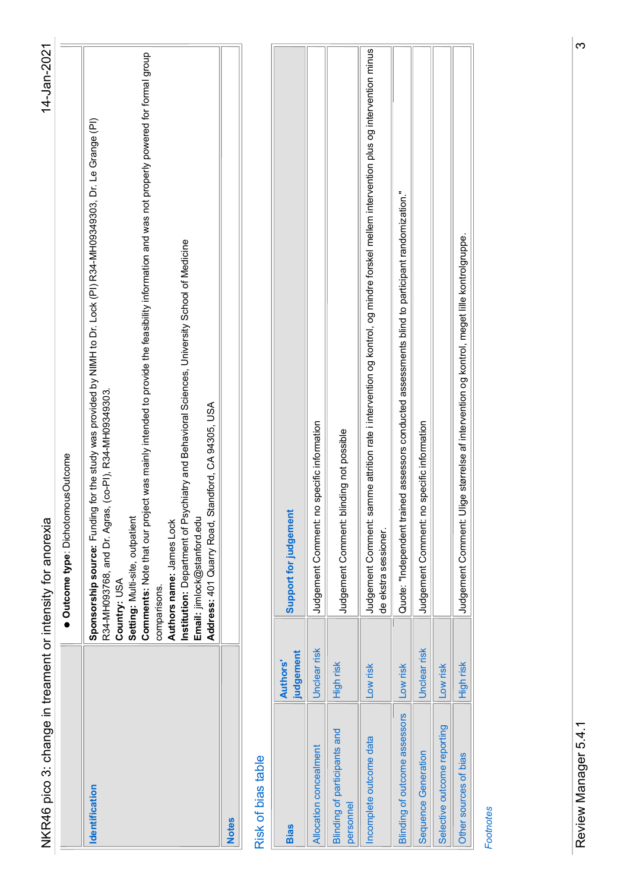| | |
|---|---|
| | • **Outcome type**: DichotomousOutcome |
| **Identification** | **Sponsorship source:** Funding for the study was provided by NIMH to Dr. Lock (PI) R34-MH09349303, Dr. Le Grange (PI) R34-MH093768, and Dr. Agras, (co-PI), R34-MH09349303.<br>**Country:** USA<br>**Setting:** Multi-site, outpatient<br>**Comments:** Note that our project was mainly intended to provide the feasibility information and was not properly powered for formal group comparisons.<br>**Authors name:** James Lock<br>**Institution:** Department of Psychiatry and Behavioral Sciences, University School of Medicine<br>**Email:** jimlock@stanford.edu<br>**Address:** 401 Quarry Road, Standford, CA 94305, USA |
| **Notes** | |

## Risk of bias table

| Bias | Authors' judgement | Support for judgement |
|---|---|---|
| Allocation concealment | Unclear risk | Judgement Comment: no specific information |
| Blinding of participants and personnel | High risk | Judgement Comment: blinding not possible |
| Incomplete outcome data | Low risk | Judgement Comment: samme attrition rate i intervention og kontrol, og mindre forskel mellem intervention plus og intervention minus de ekstra sessioner. |
| Blinding of outcome assessors | Low risk | Quote: "Independent trained assessors conducted assessments blind to participant randomization." |
| Sequence Generation | Unclear risk | Judgement Comment: no specific information |
| Selective outcome reporting | Low risk | |
| Other sources of bias | High risk | Judgement Comment: Ulige størrelse af intervention og kontrol, meget lille kontrolgruppe. |

*Footnotes*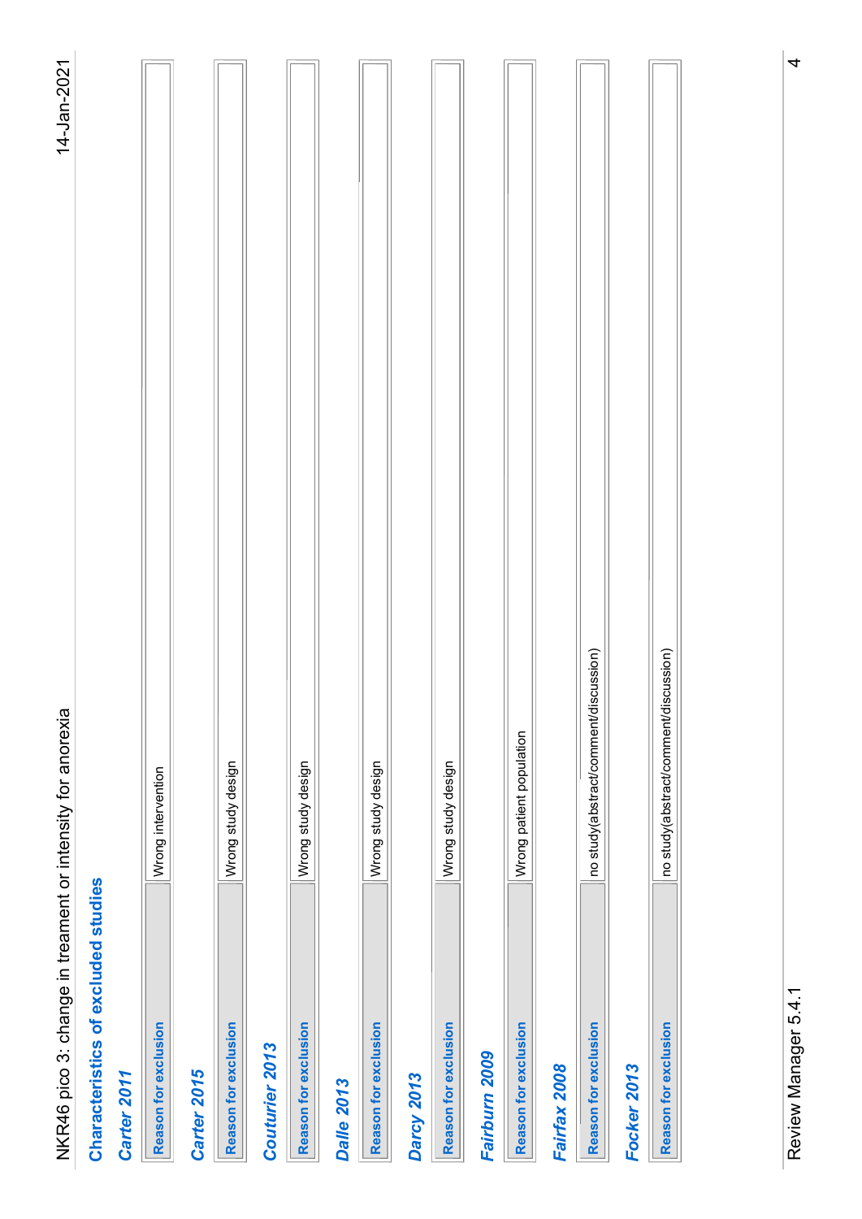## Characteristics of excluded studies

### Carter 2011

| | |
|---|---|
| **Reason for exclusion** | Wrong intervention |

### Carter 2015

| | |
|---|---|
| **Reason for exclusion** | Wrong study design |

### Couturier 2013

| | |
|---|---|
| **Reason for exclusion** | Wrong study design |

### Dalle 2013

| | |
|---|---|
| **Reason for exclusion** | Wrong study design |

### Darcy 2013

| | |
|---|---|
| **Reason for exclusion** | Wrong study design |

### Fairburn 2009

| | |
|---|---|
| **Reason for exclusion** | Wrong patient population |

### Fairfax 2008

| | |
|---|---|
| **Reason for exclusion** | no study(abstract/comment/discussion) |

### Focker 2013

| | |
|---|---|
| **Reason for exclusion** | no study(abstract/comment/discussion) |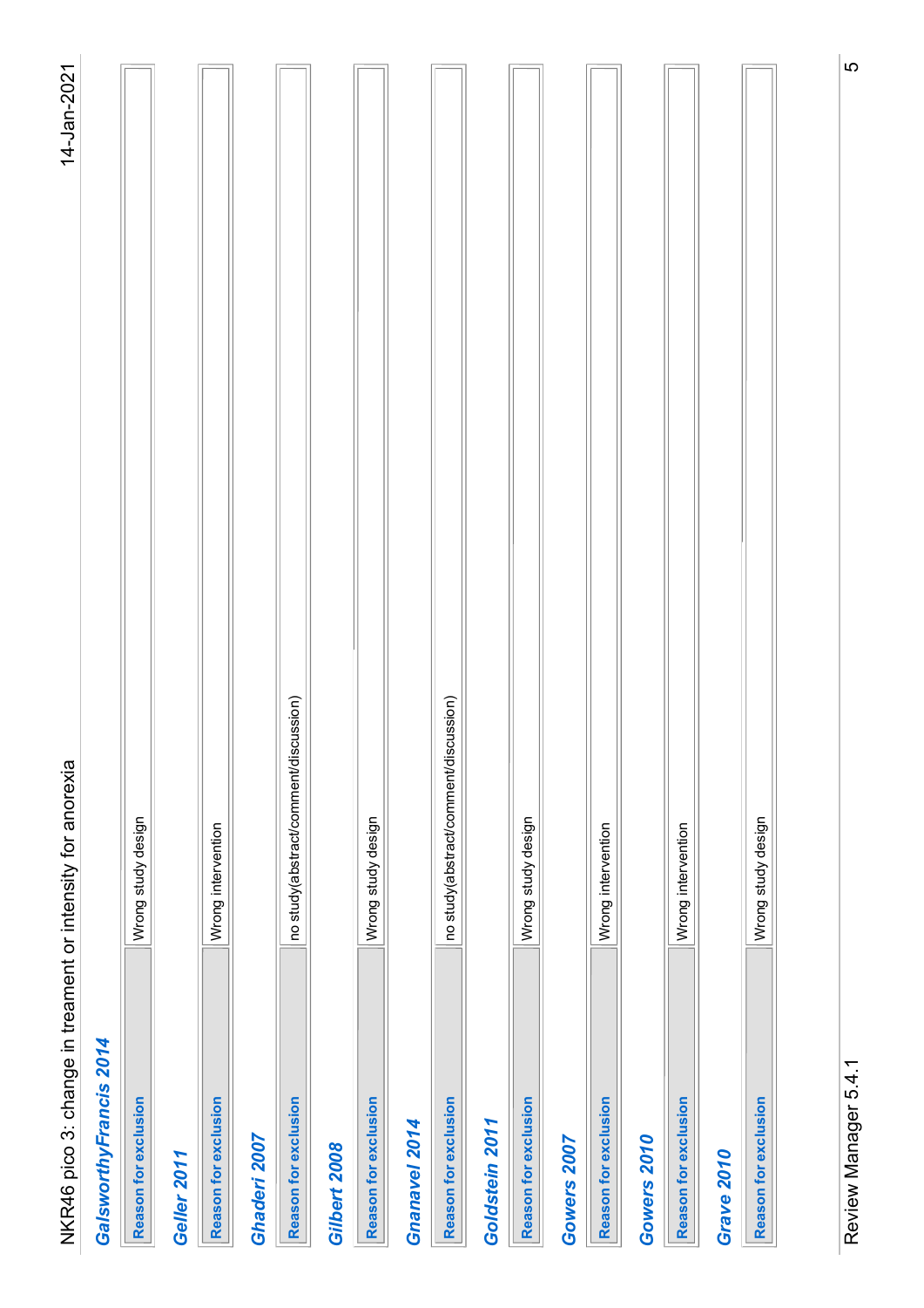## GalsworthyFrancis 2014

| Reason for exclusion | Wrong study design |
|---|---|

## Geller 2011

| Reason for exclusion | Wrong intervention |
|---|---|

## Ghaderi 2007

| Reason for exclusion | no study(abstract/comment/discussion) |
|---|---|

## Gilbert 2008

| Reason for exclusion | Wrong study design |
|---|---|

## Gnanavel 2014

| Reason for exclusion | no study(abstract/comment/discussion) |
|---|---|

## Goldstein 2011

| Reason for exclusion | Wrong study design |
|---|---|

## Gowers 2007

| Reason for exclusion | Wrong intervention |
|---|---|

## Gowers 2010

| Reason for exclusion | Wrong intervention |
|---|---|

## Grave 2010

| Reason for exclusion | Wrong study design |
|---|---|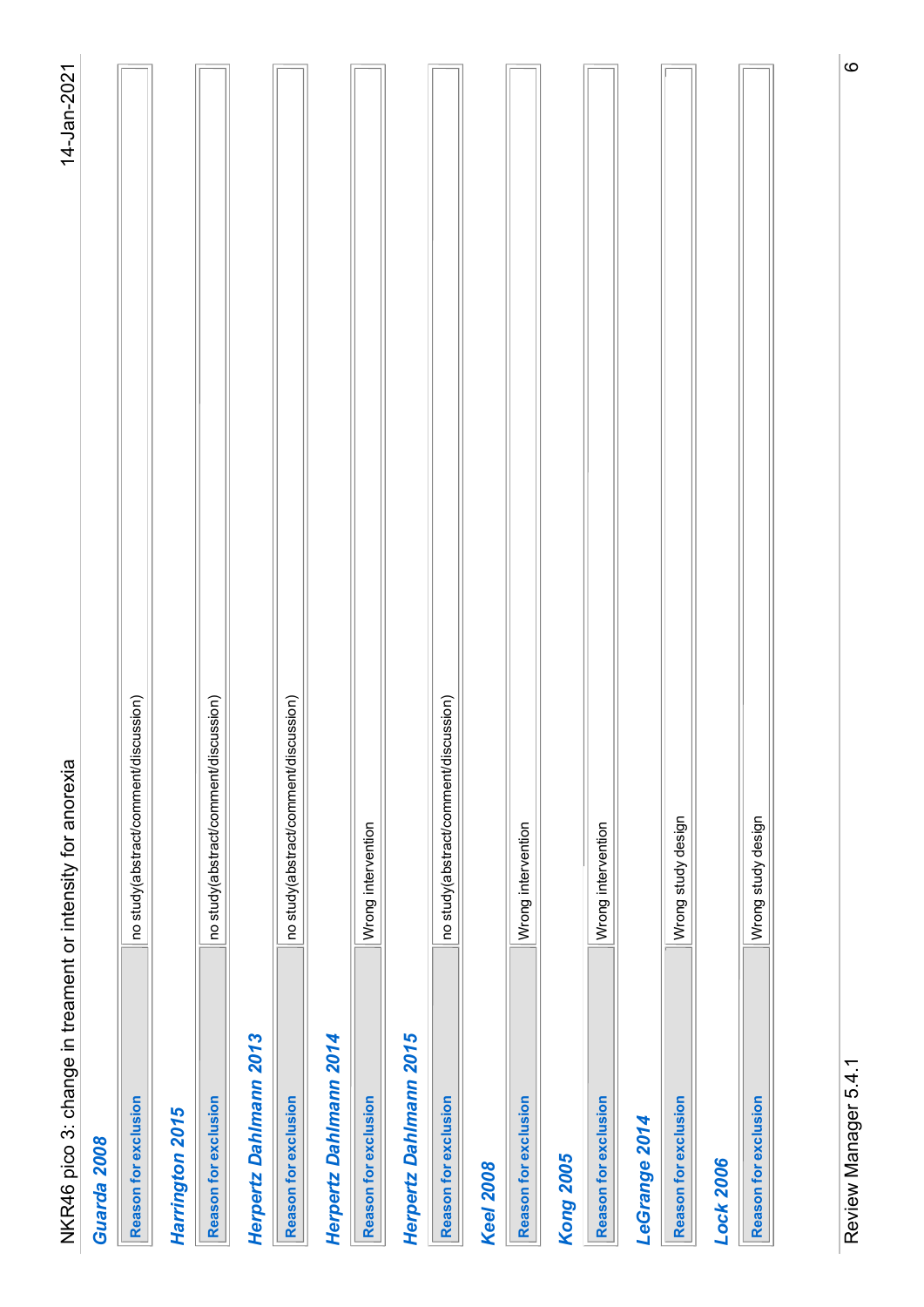### Guarda 2008

| Reason for exclusion | no study(abstract/comment/discussion) |
|---|---|

### Harrington 2015

| Reason for exclusion | no study(abstract/comment/discussion) |
|---|---|

### Herpertz Dahlmann 2013

| Reason for exclusion | no study(abstract/comment/discussion) |
|---|---|

### Herpertz Dahlmann 2014

| Reason for exclusion | Wrong intervention |
|---|---|

### Herpertz Dahlmann 2015

| Reason for exclusion | no study(abstract/comment/discussion) |
|---|---|

### Keel 2008

| Reason for exclusion | Wrong intervention |
|---|---|

### Kong 2005

| Reason for exclusion | Wrong intervention |
|---|---|

### LeGrange 2014

| Reason for exclusion | Wrong study design |
|---|---|

### Lock 2006

| Reason for exclusion | Wrong study design |
|---|---|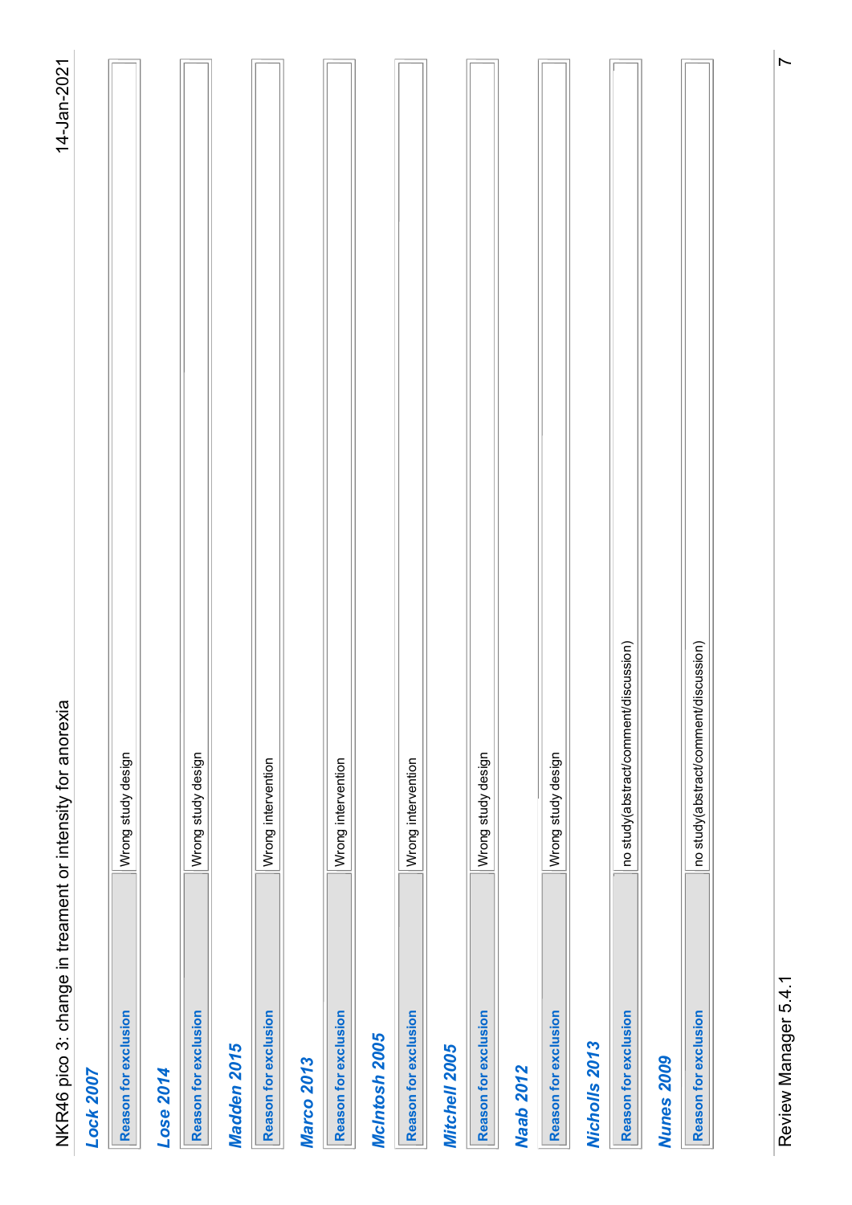### Lock 2007

| Reason for exclusion | Wrong study design |
|---|---|

### Lose 2014

| Reason for exclusion | Wrong study design |
|---|---|

### Madden 2015

| Reason for exclusion | Wrong intervention |
|---|---|

### Marco 2013

| Reason for exclusion | Wrong intervention |
|---|---|

### McIntosh 2005

| Reason for exclusion | Wrong intervention |
|---|---|

### Mitchell 2005

| Reason for exclusion | Wrong study design |
|---|---|

### Naab 2012

| Reason for exclusion | Wrong study design |
|---|---|

### Nicholls 2013

| Reason for exclusion | no study(abstract/comment/discussion) |
|---|---|

### Nunes 2009

| Reason for exclusion | no study(abstract/comment/discussion) |
|---|---|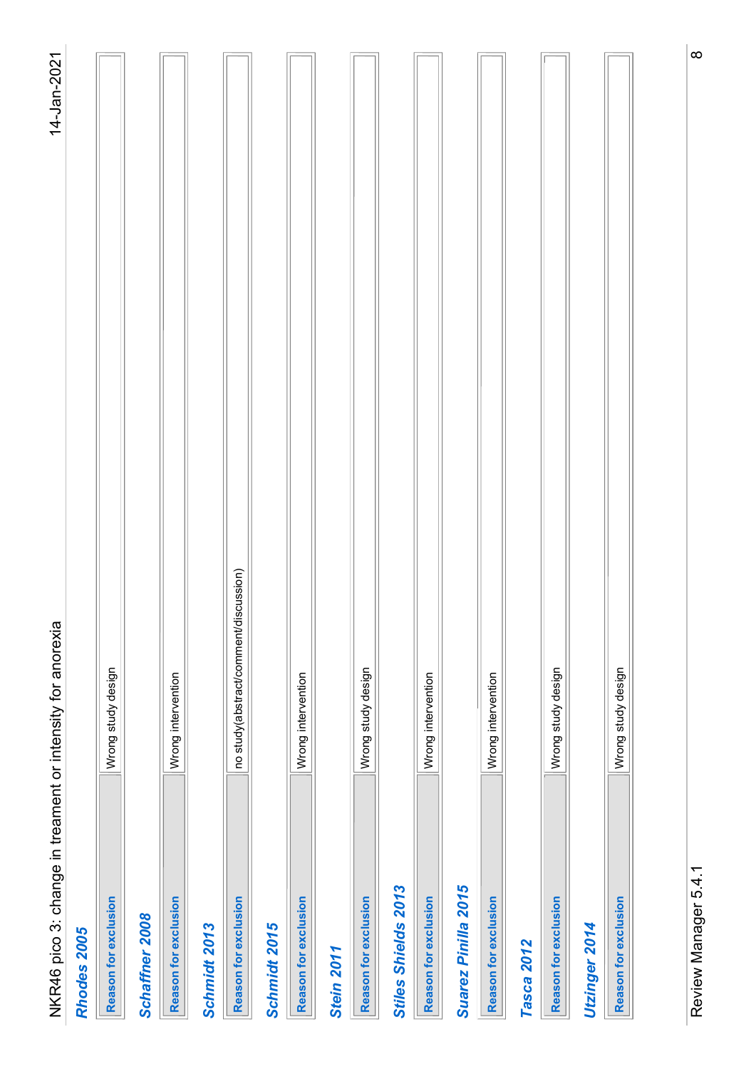### Rhodes 2005

| | |
|---|---|
| **Reason for exclusion** | Wrong study design |

### Schaffner 2008

| | |
|---|---|
| **Reason for exclusion** | Wrong intervention |

### Schmidt 2013

| | |
|---|---|
| **Reason for exclusion** | no study(abstract/comment/discussion) |

### Schmidt 2015

| | |
|---|---|
| **Reason for exclusion** | Wrong intervention |

### Stein 2011

| | |
|---|---|
| **Reason for exclusion** | Wrong study design |

### Stiles Shields 2013

| | |
|---|---|
| **Reason for exclusion** | Wrong intervention |

### Suarez Pinilla 2015

| | |
|---|---|
| **Reason for exclusion** | Wrong intervention |

### Tasca 2012

| | |
|---|---|
| **Reason for exclusion** | Wrong study design |

### Utzinger 2014

| | |
|---|---|
| **Reason for exclusion** | Wrong study design |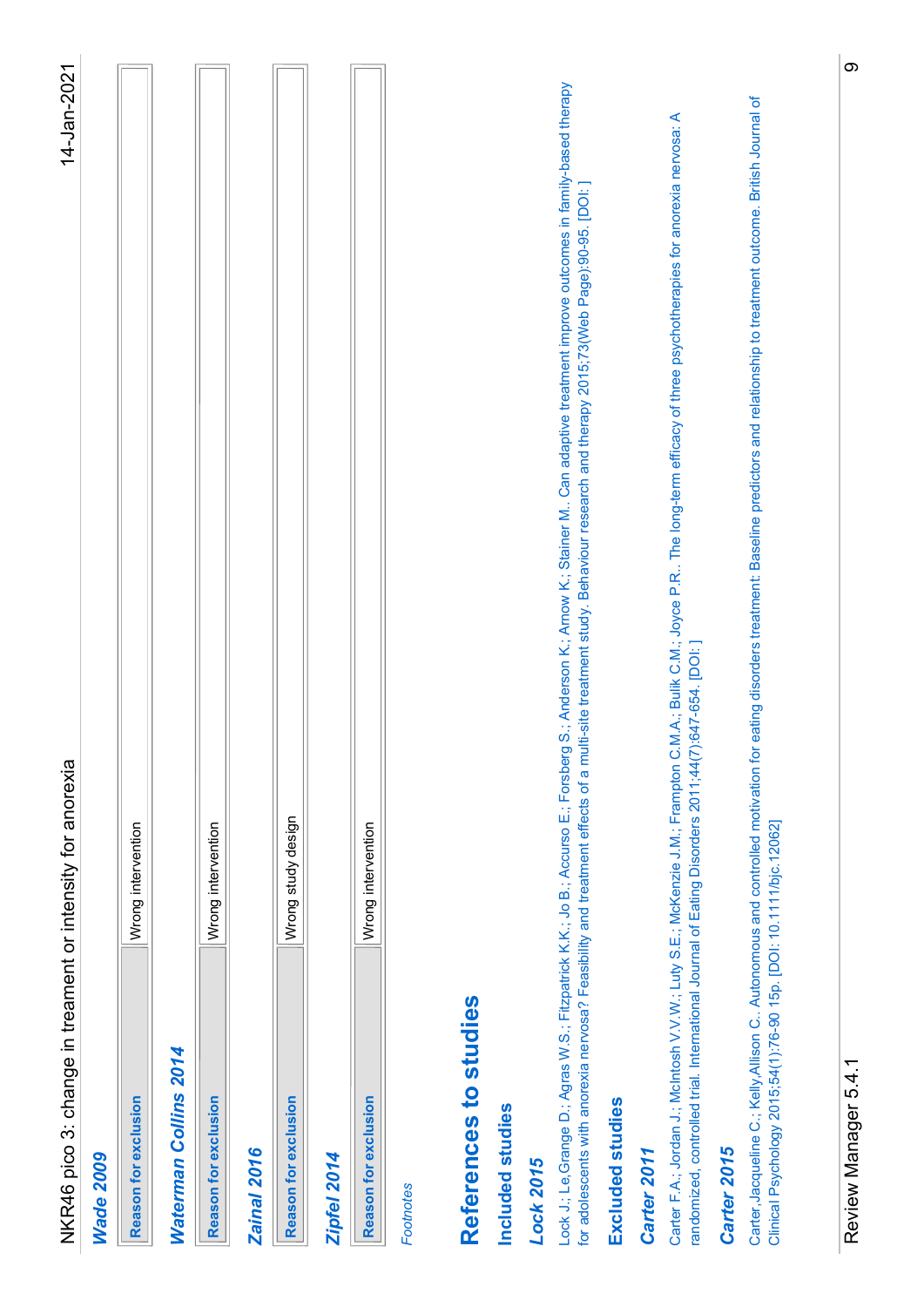### Wade 2009

| | |
|---|---|
| **Reason for exclusion** | Wrong intervention |

### Waterman Collins 2014

| | |
|---|---|
| **Reason for exclusion** | Wrong intervention |

### Zainal 2016

| | |
|---|---|
| **Reason for exclusion** | Wrong study design |

### Zipfel 2014

| | |
|---|---|
| **Reason for exclusion** | Wrong intervention |

*Footnotes*

# References to studies

## Included studies

### Lock 2015

Lock J.; Le,Grange D.; Agras W.S.; Fitzpatrick K.K.; Jo B.; Accurso E.; Forsberg S.; Anderson K.; Arnow K.; Stainer M.. Can adaptive treatment improve outcomes in family-based therapy for adolescents with anorexia nervosa? Feasibility and treatment effects of a multi-site treatment study. Behaviour research and therapy 2015;73(Web Page):90-95. [DOI: ]

## Excluded studies

### Carter 2011

Carter F.A.; Jordan J.; McIntosh V.V.W.; Luty S.E.; McKenzie J.M.; Frampton C.M.A.; Bulik C.M.; Joyce P.R.. The long-term efficacy of three psychotherapies for anorexia nervosa: A randomized, controlled trial. International Journal of Eating Disorders 2011;44(7):647-654. [DOI: ]

### Carter 2015

Carter,Jacqueline C.; Kelly,Allison C.. Autonomous and controlled motivation for eating disorders treatment: Baseline predictors and relationship to treatment outcome. British Journal of Clinical Psychology 2015;54(1):76-90 15p. [DOI: 10.1111/bjc.12062]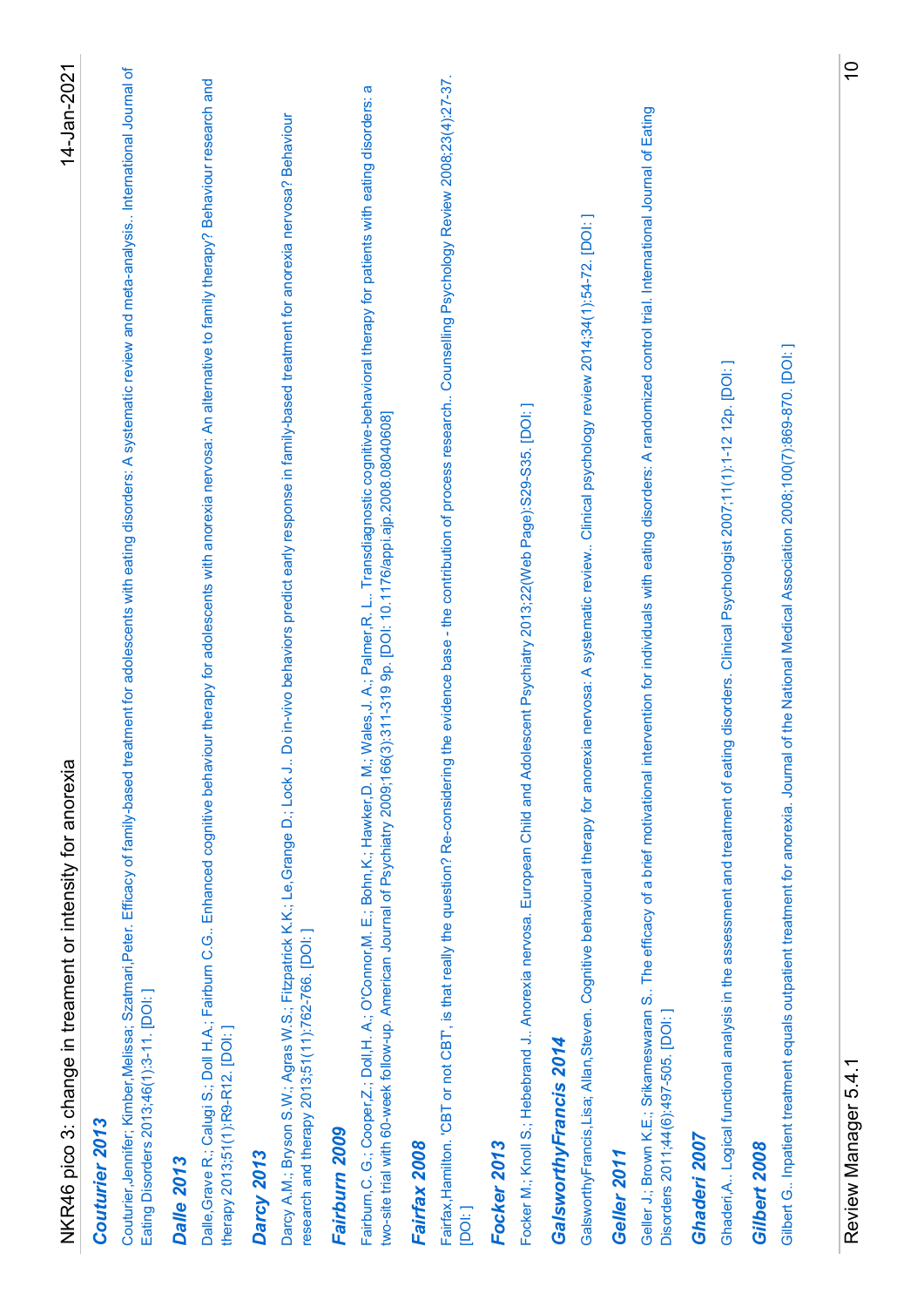### Couturier 2013

Couturier,Jennifer; Kimber,Melissa; Szatmari,Peter. Efficacy of family-based treatment for adolescents with eating disorders: A systematic review and meta-analysis.. International Journal of Eating Disorders 2013;46(1):3-11. [DOI: ]

### Dalle 2013

Dalle,Grave R.; Calugi S.; Doll H.A.; Fairburn C.G.. Enhanced cognitive behaviour therapy for adolescents with anorexia nervosa: An alternative to family therapy? Behaviour research and therapy 2013;51(1):R9-R12. [DOI: ]

### Darcy 2013

Darcy A.M.; Bryson S.W.; Agras W.S.; Fitzpatrick K.K.; Le,Grange D.; Lock J.. Do in-vivo behaviors predict early response in family-based treatment for anorexia nervosa? Behaviour research and therapy 2013;51(11):762-766. [DOI: ]

### Fairburn 2009

Fairburn,C. G.; Cooper,Z.; Doll,H. A.; O'Connor,M. E.; Bohn,K.; Hawker,D. M.; Wales,J. A.; Palmer,R. L.. Transdiagnostic cognitive-behavioral therapy for patients with eating disorders: a two-site trial with 60-week follow-up. American Journal of Psychiatry 2009;166(3):311-319 9p. [DOI: 10.1176/appi.ajp.2008.08040608]

### Fairfax 2008

Fairfax,Hamilton. 'CBT or not CBT', is that really the question? Re-considering the evidence base - the contribution of process research.. Counselling Psychology Review 2008;23(4):27-37. [DOI: ]

### Focker 2013

Focker M.; Knoll S.; Hebebrand J.. Anorexia nervosa. European Child and Adolescent Psychiatry 2013;22(Web Page):S29-S35. [DOI: ]

### GalsworthyFrancis 2014

GalsworthyFrancis,Lisa; Allan,Steven. Cognitive behavioural therapy for anorexia nervosa: A systematic review.. Clinical psychology review 2014;34(1):54-72. [DOI: ]

### Geller 2011

Geller J.; Brown K.E.; Srikameswaran S.. The efficacy of a brief motivational intervention for individuals with eating disorders: A randomized control trial. International Journal of Eating Disorders 2011;44(6):497-505. [DOI: ]

### Ghaderi 2007

Ghaderi,A.. Logical functional analysis in the assessment and treatment of eating disorders. Clinical Psychologist 2007;11(1):1-12 12p. [DOI: ]

### Gilbert 2008

Gilbert G.. Inpatient treatment equals outpatient treatment for anorexia. Journal of the National Medical Association 2008;100(7):869-870. [DOI: ]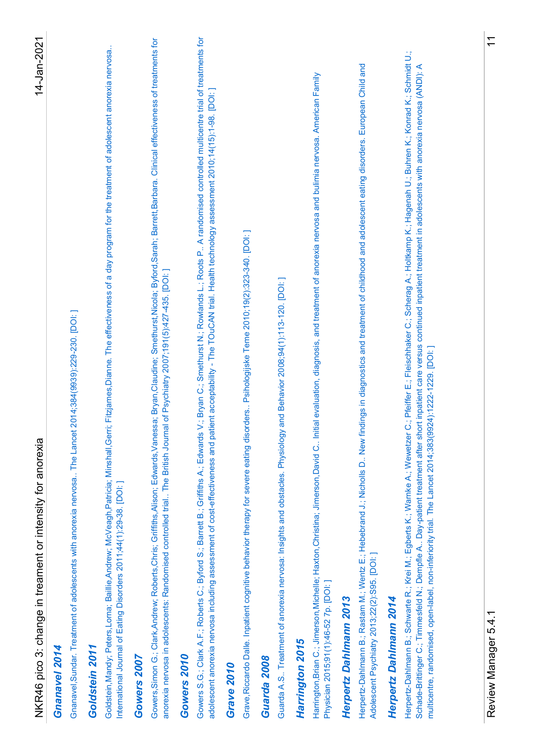### Gnanavel 2014

Gnanavel,Sundar. Treatment of adolescents with anorexia nervosa.. The Lancet 2014;384(9939):229-230. [DOI: ]

### Goldstein 2011

Goldstein,Mandy; Peters,Lorna; Baillie,Andrew; McVeagh,Patricia; Minshall,Gerri; Fitzjames,Dianne. The effectiveness of a day program for the treatment of adolescent anorexia nervosa.. International Journal of Eating Disorders 2011;44(1):29-38. [DOI: ]

### Gowers 2007

Gowers,Simon G.; Clark,Andrew; Roberts,Chris; Griffiths,Alison; Edwards,Vanessa; Bryan,Claudine; Smethurst,Nicola; Byford,Sarah; Barrett,Barbara. Clinical effectiveness of treatments for anorexia nervosa in adolescents: Randomised controlled trial.. The British Journal of Psychiatry 2007;191(5):427-435. [DOI: ]

### Gowers 2010

Gowers S.G.; Clark A.F.; Roberts C.; Byford S.; Barrett B.; Griffiths A.; Edwards V.; Bryan C.; Smethurst N.; Rowlands L.; Roots P.. A randomised controlled multicentre trial of treatments for adolescent anorexia nervosa including assessment of cost-effectiveness and patient acceptability - The TOuCAN trial. Health technology assessment 2010;14(15):1-98. [DOI: ]

### Grave 2010

Grave,Riccardo Dalle. Inpatient cognitive behavior therapy for severe eating disorders.. Psihologijske Teme 2010;19(2):323-340. [DOI: ]

### Guarda 2008

Guarda A.S.. Treatment of anorexia nervosa: Insights and obstacles. Physiology and Behavior 2008;94(1):113-120. [DOI: ]

### Harrington 2015

Harrington,Brian C.; Jimerson,Michelle; Haxton,Christina; Jimerson,David C.. Initial evaluation, diagnosis, and treatment of anorexia nervosa and bulimia nervosa. American Family Physician 2015;91(1):46-52 7p. [DOI: ]

### Herpertz Dahlmann 2013

Herpertz-Dahlmann B.; Rastam M.; Wentz E.; Hebebrand J.; Nicholls D.. New findings in diagnostics and treatment of childhood and adolescent eating disorders. European Child and Adolescent Psychiatry 2013;22(2):S95. [DOI: ]

### Herpertz Dahlmann 2014

Herpertz-Dahlmann B.; Schwarte R.; Krei M.; Egberts K.; Warnke A.; Wewetzer C.; Pfeiffer E.; Fleischhaker C.; Scherag A.; Holtkamp K.; Hagenah U.; Buhren K.; Konrad K.; Schmidt U.; Schade-Brittinger C.; Timmesfeld N.; Dempfle A.. Day-patient treatment after short inpatient care versus continued inpatient treatment in adolescents with anorexia nervosa (ANDI): A multicentre, randomised, open-label, non-inferiority trial. The Lancet 2014;383(9924):1222-1229. [DOI: ]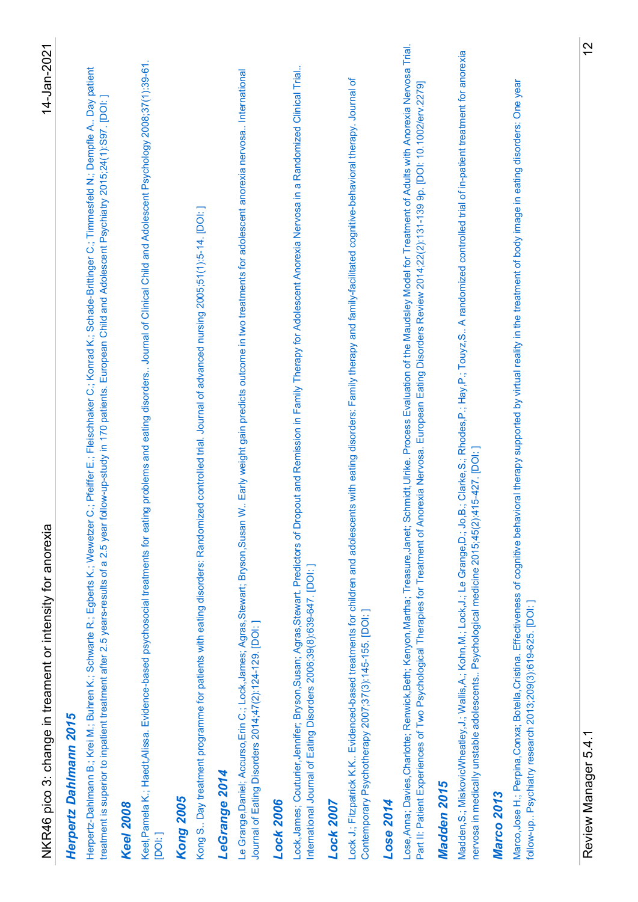### Herpertz Dahlmann 2015

Herpertz-Dahlmann B.; Krei M.; Buhren K.; Schwarte R.; Egberts K.; Wewetzer C.; Pfeiffer E.; Fleischhaker C.; Konrad K.; Schade-Brittinger C.; Timmesfeld N.; Dempfle A.. Day patient treatment is superior to inpatient treatment after 2.5 years-results of a 2.5 year follow-up-study in 170 patients. European Child and Adolescent Psychiatry 2015;24(1):S97. [DOI: ]

### Keel 2008

Keel,Pamela K.; Haedt,Alissa. Evidence-based psychosocial treatments for eating problems and eating disorders.. Journal of Clinical Child and Adolescent Psychology 2008;37(1):39-61. [DOI: ]

### Kong 2005

Kong S.. Day treatment programme for patients with eating disorders: Randomized controlled trial. Journal of advanced nursing 2005;51(1):5-14. [DOI: ]

### LeGrange 2014

Le Grange,Daniel; Accurso,Erin C.; Lock,James; Agras,Stewart; Bryson,Susan W.. Early weight gain predicts outcome in two treatments for adolescent anorexia nervosa.. International Journal of Eating Disorders 2014;47(2):124-129. [DOI: ]

### Lock 2006

Lock,James; Couturier,Jennifer; Bryson,Susan; Agras,Stewart. Predictors of Dropout and Remission in Family Therapy for Adolescent Anorexia Nervosa in a Randomized Clinical Trial.. International Journal of Eating Disorders 2006;39(8):639-647. [DOI: ]

### Lock 2007

Lock J.; Fitzpatrick K.K.. Evidenced-based treatments for children and adolescents with eating disorders: Family therapy and family-facilitated cognitive-behavioral therapy. Journal of Contemporary Psychotherapy 2007;37(3):145-155. [DOI: ]

### Lose 2014

Lose,Anna; Davies,Charlotte; Renwick,Beth; Kenyon,Martha; Treasure,Janet; Schmidt,Ulrike. Process Evaluation of the Maudsley Model for Treatment of Adults with Anorexia Nervosa Trial. Part II: Patient Experiences of Two Psychological Therapies for Treatment of Anorexia Nervosa. European Eating Disorders Review 2014;22(2):131-139 9p. [DOI: 10.1002/erv.2279]

### Madden 2015

Madden,S.; MiskovicWheatley,J.; Wallis,A.; Kohn,M.; Lock,J.; Le Grange,D.; Jo,B.; Clarke,S.; Rhodes,P.; Hay,P.; Touyz,S.. A randomized controlled trial of in-patient treatment for anorexia nervosa in medically unstable adolescents.. Psychological medicine 2015;45(2):415-427. [DOI: ]

### Marco 2013

Marco,Jose H.; Perpina,Conxa; Botella,Cristina. Effectiveness of cognitive behavioral therapy supported by virtual reality in the treatment of body image in eating disorders: One year follow-up.. Psychiatry research 2013;209(3):619-625. [DOI: ]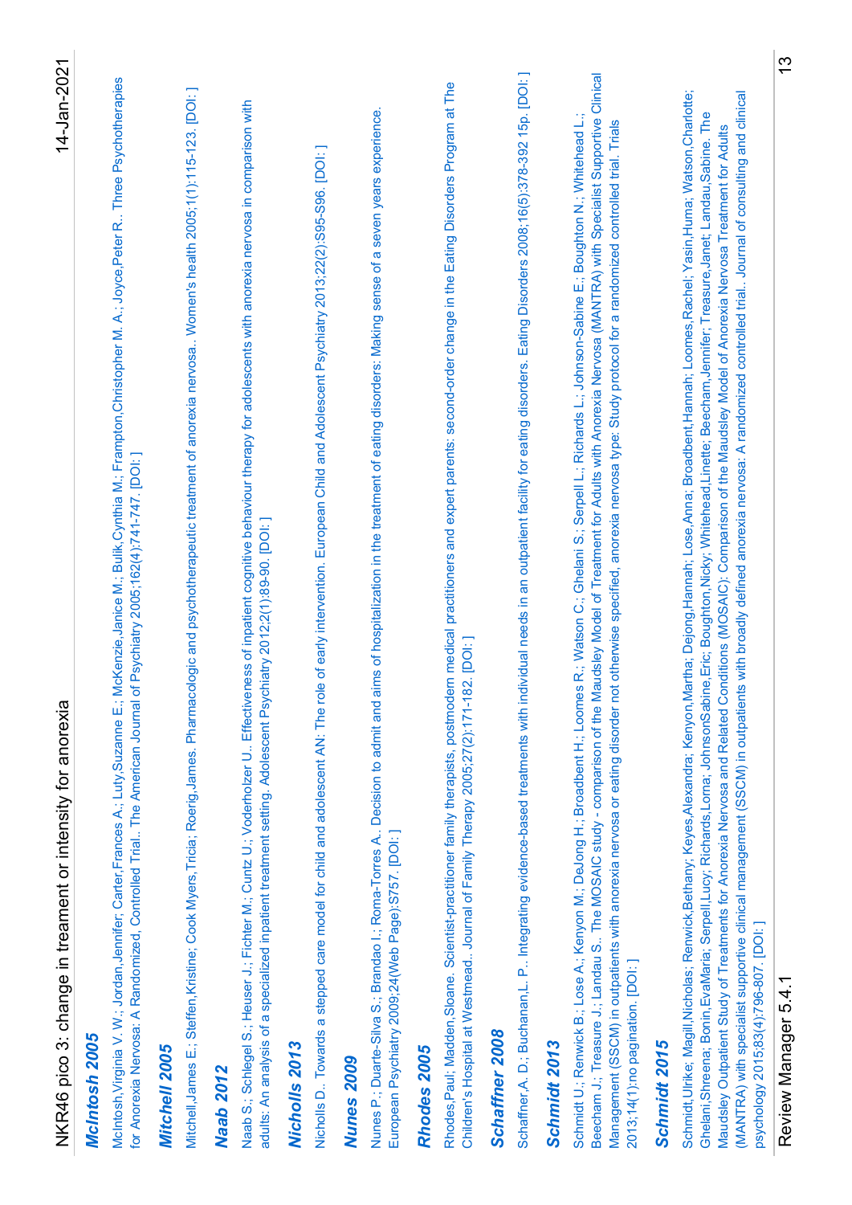### McIntosh 2005

McIntosh,Virginia V. W.; Jordan,Jennifer; Carter,Frances A.; Luty,Suzanne E.; McKenzie,Janice M.; Bulik,Cynthia M.; Frampton,Christopher M. A.; Joyce,Peter R.. Three Psychotherapies for Anorexia Nervosa: A Randomized, Controlled Trial.. The American Journal of Psychiatry 2005;162(4):741-747. [DOI: ]

### Mitchell 2005

Mitchell,James E.; Steffen,Kristine; Cook Myers,Tricia; Roerig,James. Pharmacologic and psychotherapeutic treatment of anorexia nervosa.. Women's health 2005;1(1):115-123. [DOI: ]

### Naab 2012

Naab S.; Schlegel S.; Heuser J.; Fichter M.; Cuntz U.; Voderholzer U.. Effectiveness of inpatient cognitive behaviour therapy for adolescents with anorexia nervosa in comparison with adults: An analysis of a specialized inpatient treatment setting. Adolescent Psychiatry 2012;2(1):89-90. [DOI: ]

### Nicholls 2013

Nicholls D.. Towards a stepped care model for child and adolescent AN: The role of early intervention. European Child and Adolescent Psychiatry 2013;22(2):S95-S96. [DOI: ]

### Nunes 2009

Nunes P.; Duarte-Silva S.; Brandao I.; Roma-Torres A.. Decision to admit and aims of hospitalization in the treatment of eating disorders: Making sense of a seven years experience. European Psychiatry 2009;24(Web Page):S757. [DOI: ]

### Rhodes 2005

Rhodes,Paul; Madden,Sloane. Scientist-practitioner family therapists, postmodern medical practitioners and expert parents: second-order change in the Eating Disorders Program at The Children's Hospital at Westmead.. Journal of Family Therapy 2005;27(2):171-182. [DOI: ]

### Schaffner 2008

Schaffner,A. D.; Buchanan,L. P.. Integrating evidence-based treatments with individual needs in an outpatient facility for eating disorders. Eating Disorders 2008;16(5):378-392 15p. [DOI: ]

### Schmidt 2013

Schmidt U.; Renwick B.; Lose A.; Kenyon M.; DeJong H.; Broadbent H.; Loomes R.; Watson C.; Ghelani S.; Serpell L.; Richards L.; Johnson-Sabine E.; Boughton N.; Whitehead L.; Beecham J.; Treasure J.; Landau S.. The MOSAIC study - comparison of the Maudsley Model of Treatment for Adults with Anorexia Nervosa (MANTRA) with Specialist Supportive Clinical Management (SSCM) in outpatients with anorexia nervosa or eating disorder not otherwise specified, anorexia nervosa type: Study protocol for a randomized controlled trial. Trials 2013;14(1):no pagination. [DOI: ]

### Schmidt 2015

Schmidt,Ulrike; Magill,Nicholas; Renwick,Bethany; Keyes,Alexandra; Kenyon,Martha; Dejong,Hannah; Lose,Anna; Broadbent,Hannah; Loomes,Rachel; Yasin,Huma; Watson,Charlotte; Ghelani,Shreena; Bonin,EvaMaria; Serpell,Lucy; Richards,Lorna; JohnsonSabine,Eric; Boughton,Nicky; Whitehead,Linette; Beecham,Jennifer; Treasure,Janet; Landau,Sabine. The Maudsley Outpatient Study of Treatments for Anorexia Nervosa and Related Conditions (MOSAIC): Comparison of the Maudsley Model of Anorexia Nervosa Treatment for Adults (MANTRA) with specialist supportive clinical management (SSCM) in outpatients with broadly defined anorexia nervosa: A randomized controlled trial.. Journal of consulting and clinical psychology 2015;83(4):796-807. [DOI: ]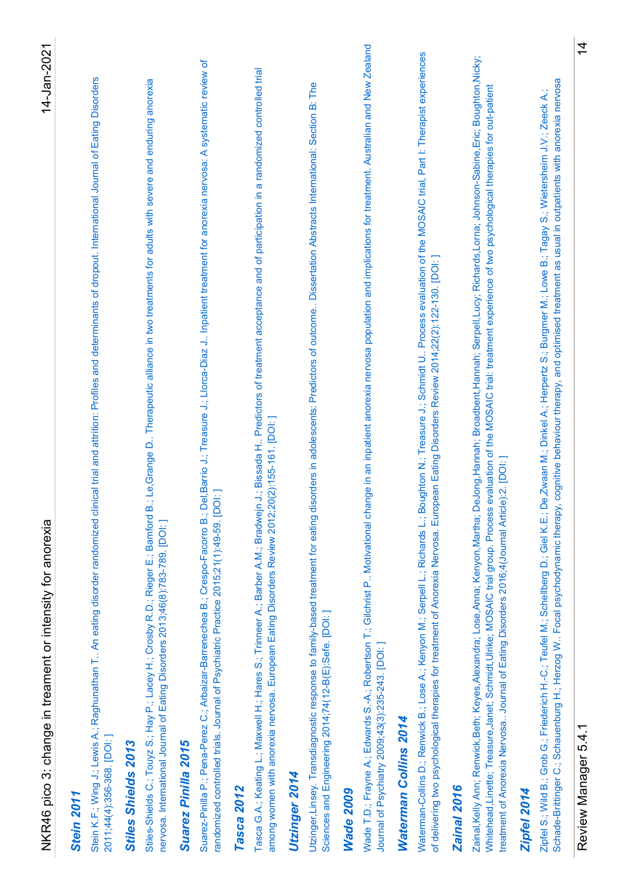### Stein 2011

Stein K.F.; Wing J.; Lewis A.; Raghunathan T.. An eating disorder randomized clinical trial and attrition: Profiles and determinants of dropout. International Journal of Eating Disorders 2011;44(4):356-368. [DOI: ]

### Stiles Shields 2013

Stiles-Shields C.; Touyz S.; Hay P.; Lacey H.; Crosby R.D.; Rieger E.; Bamford B.; Le,Grange D.. Therapeutic alliance in two treatments for adults with severe and enduring anorexia nervosa. International Journal of Eating Disorders 2013;46(8):783-789. [DOI: ]

### Suarez Pinilla 2015

Suarez-Pinilla P.; Pena-Perez C.; Arbaizar-Barrenechea B.; Crespo-Facorro B.; Del,Barrio J.; Treasure J.; Llorca-Diaz J.. Inpatient treatment for anorexia nervosa: A systematic review of randomized controlled trials. Journal of Psychiatric Practice 2015;21(1):49-59. [DOI: ]

### Tasca 2012

Tasca G.A.; Keating L.; Maxwell H.; Hares S.; Trinneer A.; Barber A.M.; Bradwejn J.; Bissada H.. Predictors of treatment acceptance and of participation in a randomized controlled trial among women with anorexia nervosa. European Eating Disorders Review 2012;20(2):155-161. [DOI: ]

### Utzinger 2014

Utzinger,Linsey. Transdiagnostic response to family-based treatment for eating disorders in adolescents: Predictors of outcome.. Dissertation Abstracts International: Section B: The Sciences and Engineering 2014;74(12-B(E):Sefe. [DOI: ]

### Wade 2009

Wade T.D.; Frayne A.; Edwards S.-A.; Robertson T.; Gilchrist P.. Motivational change in an inpatient anorexia nervosa population and implications for treatment. Australian and New Zealand Journal of Psychiatry 2009;43(3):235-243. [DOI: ]

### Waterman Collins 2014

Waterman-Collins D.; Renwick B.; Lose A.; Kenyon M.; Serpell L.; Richards L.; Boughton N.; Treasure J.; Schmidt U.. Process evaluation of the MOSAIC trial, Part I: Therapist experiences of delivering two psychological therapies for treatment of Anorexia Nervosa. European Eating Disorders Review 2014;22(2):122-130. [DOI: ]

### Zainal 2016

Zainal,Kelly Ann; Renwick,Beth; Keyes,Alexandra; Lose,Anna; Kenyon,Martha; DeJong,Hannah; Broadbent,Hannah; Serpell,Lucy; Richards,Lorna; Johnson-Sabine,Eric; Boughton,Nicky; Whitehead,Linette; Treasure,Janet; Schmidt,Ulrike; MOSAIC trial group. Process evaluation of the MOSAIC trial: treatment experience of two psychological therapies for out-patient treatment of Anorexia Nervosa.. Journal of Eating Disorders 2016;4(Journal Article):2. [DOI: ]

### Zipfel 2014

Zipfel S.; Wild B.; Grob G.; Friederich H.-C.; Teufel M.; Schellberg D.; Giel K.E.; De,Zwaan M.; Dinkel A.; Herpertz S.; Burgmer M.; Lowe B.; Tagay S.; Wietersheim J.V.; Zeeck A.; Schade-Brittinger C.; Schauenburg H.; Herzog W.. Focal psychodynamic therapy, cognitive behaviour therapy, and optimised treatment as usual in outpatients with anorexia nervosa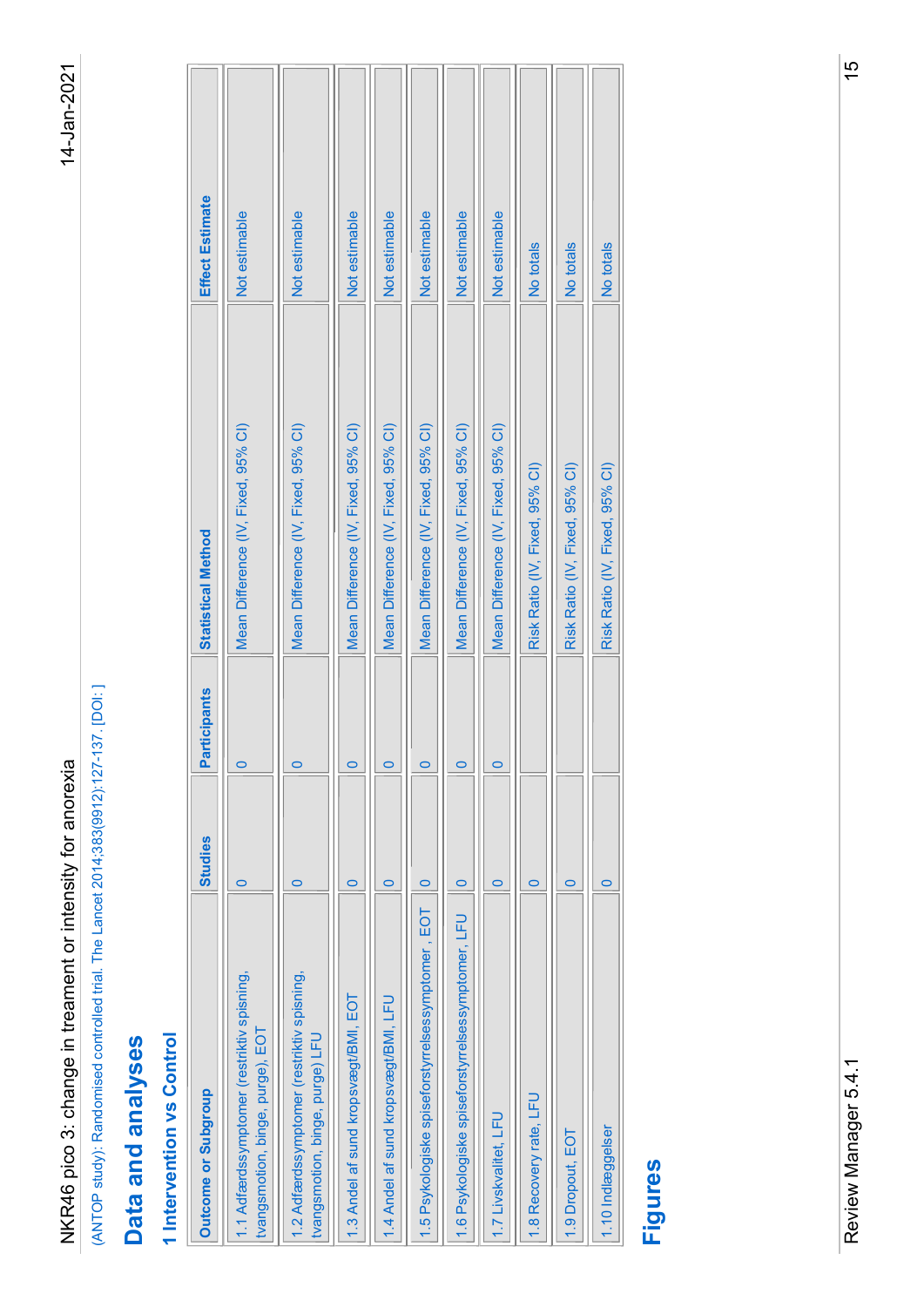(ANTOP study): Randomised controlled trial. The Lancet 2014;383(9912):127-137. [DOI: ]

## Data and analyses

### 1 Intervention vs Control

| Outcome or Subgroup | Studies | Participants | Statistical Method | Effect Estimate |
|---|---|---|---|---|
| 1.1 Adfærdssymptomer (restriktiv spisning, tvangsmotion, binge, purge), EOT | 0 | 0 | Mean Difference (IV, Fixed, 95% CI) | Not estimable |
| 1.2 Adfærdssymptomer (restriktiv spisning, tvangsmotion, binge, purge) LFU | 0 | 0 | Mean Difference (IV, Fixed, 95% CI) | Not estimable |
| 1.3 Andel af sund kropsvægt/BMI, EOT | 0 | 0 | Mean Difference (IV, Fixed, 95% CI) | Not estimable |
| 1.4 Andel af sund kropsvægt/BMI, LFU | 0 | 0 | Mean Difference (IV, Fixed, 95% CI) | Not estimable |
| 1.5 Psykologiske spiseforstyrrelsessymptomer , EOT | 0 | 0 | Mean Difference (IV, Fixed, 95% CI) | Not estimable |
| 1.6 Psykologiske spiseforstyrrelsessymptomer, LFU | 0 | 0 | Mean Difference (IV, Fixed, 95% CI) | Not estimable |
| 1.7 Livskvalitet, LFU | 0 | 0 | Mean Difference (IV, Fixed, 95% CI) | Not estimable |
| 1.8 Recovery rate, LFU | 0 | | Risk Ratio (IV, Fixed, 95% CI) | No totals |
| 1.9 Dropout, EOT | 0 | | Risk Ratio (IV, Fixed, 95% CI) | No totals |
| 1.10 Indlæggelser | 0 | | Risk Ratio (IV, Fixed, 95% CI) | No totals |

## Figures